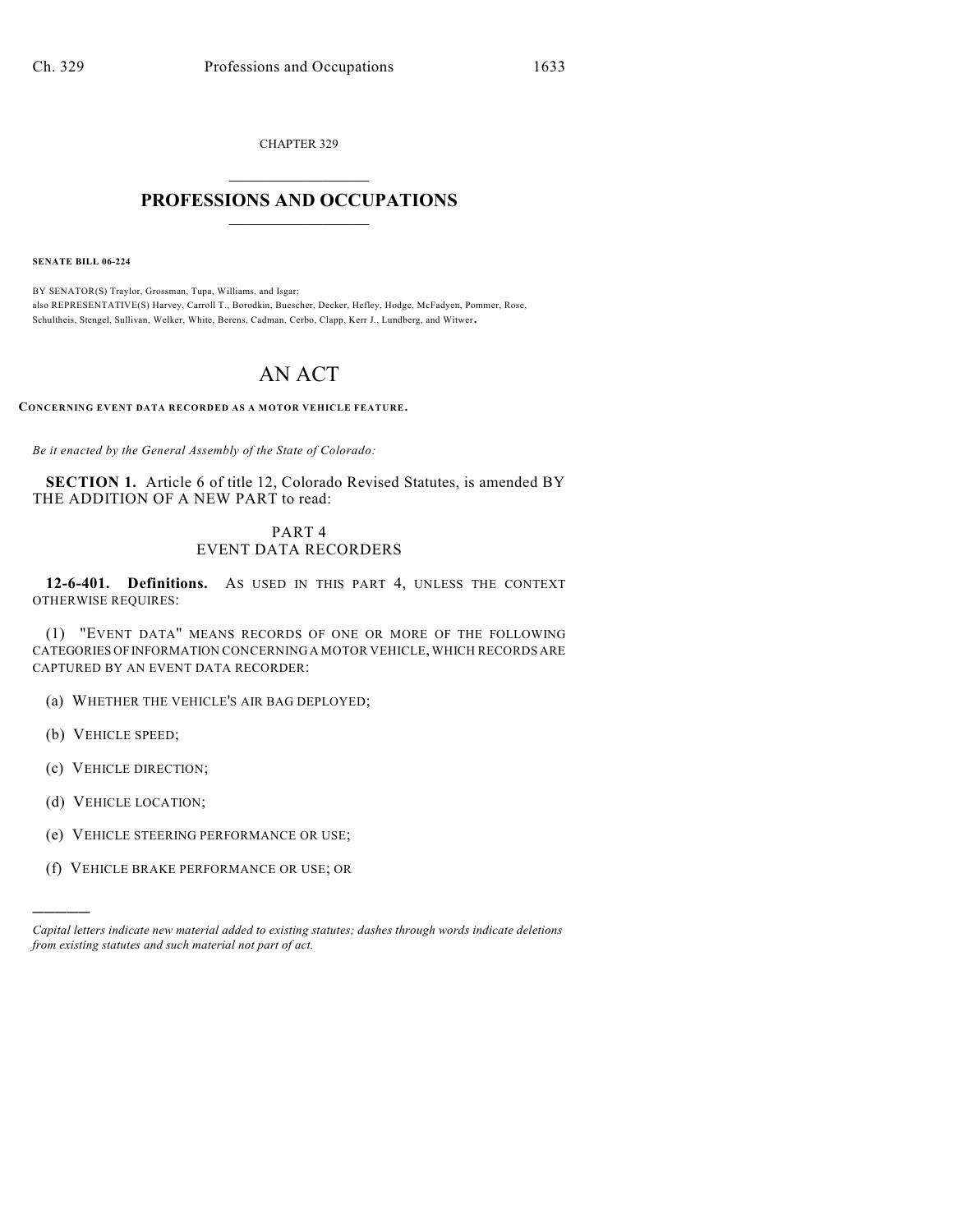CHAPTER 329

# PROFESSIONS AND OCCUPATIONS

**SENATE BILL 06-224**

BY SENATOR(S) Traylor, Grossman, Tupa, Williams, and Isgar;
also REPRESENTATIVE(S) Harvey, Carroll T., Borodkin, Buescher, Decker, Hefley, Hodge, McFadyen, Pommer, Rose, Schultheis, Stengel, Sullivan, Welker, White, Berens, Cadman, Cerbo, Clapp, Kerr J., Lundberg, and Witwer.

# AN ACT

**CONCERNING EVENT DATA RECORDED AS A MOTOR VEHICLE FEATURE.**

*Be it enacted by the General Assembly of the State of Colorado:*

**SECTION 1.** Article 6 of title 12, Colorado Revised Statutes, is amended BY THE ADDITION OF A NEW PART to read:

## PART 4
## EVENT DATA RECORDERS

**12-6-401. Definitions.** AS USED IN THIS PART 4, UNLESS THE CONTEXT OTHERWISE REQUIRES:

(1) "EVENT DATA" MEANS RECORDS OF ONE OR MORE OF THE FOLLOWING CATEGORIES OF INFORMATION CONCERNING A MOTOR VEHICLE, WHICH RECORDS ARE CAPTURED BY AN EVENT DATA RECORDER:

(a) WHETHER THE VEHICLE'S AIR BAG DEPLOYED;

(b) VEHICLE SPEED;

(c) VEHICLE DIRECTION;

(d) VEHICLE LOCATION;

(e) VEHICLE STEERING PERFORMANCE OR USE;

(f) VEHICLE BRAKE PERFORMANCE OR USE; OR

---

*Capital letters indicate new material added to existing statutes; dashes through words indicate deletions from existing statutes and such material not part of act.*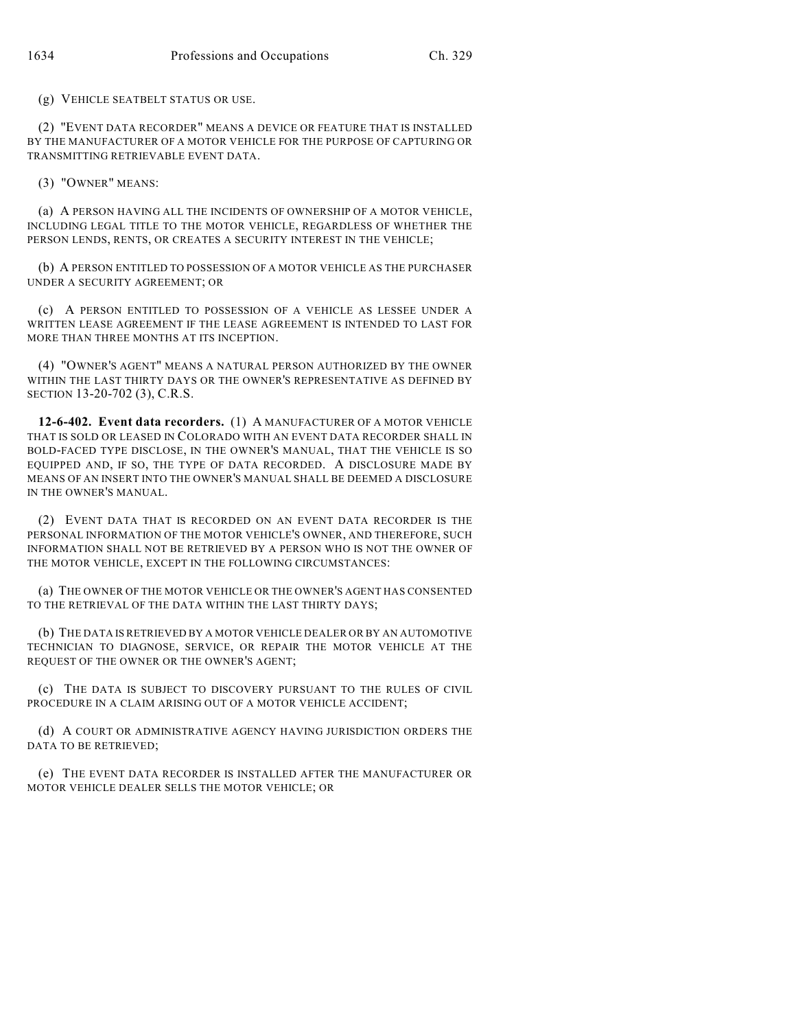(g) VEHICLE SEATBELT STATUS OR USE.

(2) "EVENT DATA RECORDER" MEANS A DEVICE OR FEATURE THAT IS INSTALLED BY THE MANUFACTURER OF A MOTOR VEHICLE FOR THE PURPOSE OF CAPTURING OR TRANSMITTING RETRIEVABLE EVENT DATA.

(3) "OWNER" MEANS:

(a) A PERSON HAVING ALL THE INCIDENTS OF OWNERSHIP OF A MOTOR VEHICLE, INCLUDING LEGAL TITLE TO THE MOTOR VEHICLE, REGARDLESS OF WHETHER THE PERSON LENDS, RENTS, OR CREATES A SECURITY INTEREST IN THE VEHICLE;

(b) A PERSON ENTITLED TO POSSESSION OF A MOTOR VEHICLE AS THE PURCHASER UNDER A SECURITY AGREEMENT; OR

(c) A PERSON ENTITLED TO POSSESSION OF A VEHICLE AS LESSEE UNDER A WRITTEN LEASE AGREEMENT IF THE LEASE AGREEMENT IS INTENDED TO LAST FOR MORE THAN THREE MONTHS AT ITS INCEPTION.

(4) "OWNER'S AGENT" MEANS A NATURAL PERSON AUTHORIZED BY THE OWNER WITHIN THE LAST THIRTY DAYS OR THE OWNER'S REPRESENTATIVE AS DEFINED BY SECTION 13-20-702 (3), C.R.S.

**12-6-402. Event data recorders.** (1) A MANUFACTURER OF A MOTOR VEHICLE THAT IS SOLD OR LEASED IN COLORADO WITH AN EVENT DATA RECORDER SHALL IN BOLD-FACED TYPE DISCLOSE, IN THE OWNER'S MANUAL, THAT THE VEHICLE IS SO EQUIPPED AND, IF SO, THE TYPE OF DATA RECORDED. A DISCLOSURE MADE BY MEANS OF AN INSERT INTO THE OWNER'S MANUAL SHALL BE DEEMED A DISCLOSURE IN THE OWNER'S MANUAL.

(2) EVENT DATA THAT IS RECORDED ON AN EVENT DATA RECORDER IS THE PERSONAL INFORMATION OF THE MOTOR VEHICLE'S OWNER, AND THEREFORE, SUCH INFORMATION SHALL NOT BE RETRIEVED BY A PERSON WHO IS NOT THE OWNER OF THE MOTOR VEHICLE, EXCEPT IN THE FOLLOWING CIRCUMSTANCES:

(a) THE OWNER OF THE MOTOR VEHICLE OR THE OWNER'S AGENT HAS CONSENTED TO THE RETRIEVAL OF THE DATA WITHIN THE LAST THIRTY DAYS;

(b) THE DATA IS RETRIEVED BY A MOTOR VEHICLE DEALER OR BY AN AUTOMOTIVE TECHNICIAN TO DIAGNOSE, SERVICE, OR REPAIR THE MOTOR VEHICLE AT THE REQUEST OF THE OWNER OR THE OWNER'S AGENT;

(c) THE DATA IS SUBJECT TO DISCOVERY PURSUANT TO THE RULES OF CIVIL PROCEDURE IN A CLAIM ARISING OUT OF A MOTOR VEHICLE ACCIDENT;

(d) A COURT OR ADMINISTRATIVE AGENCY HAVING JURISDICTION ORDERS THE DATA TO BE RETRIEVED;

(e) THE EVENT DATA RECORDER IS INSTALLED AFTER THE MANUFACTURER OR MOTOR VEHICLE DEALER SELLS THE MOTOR VEHICLE; OR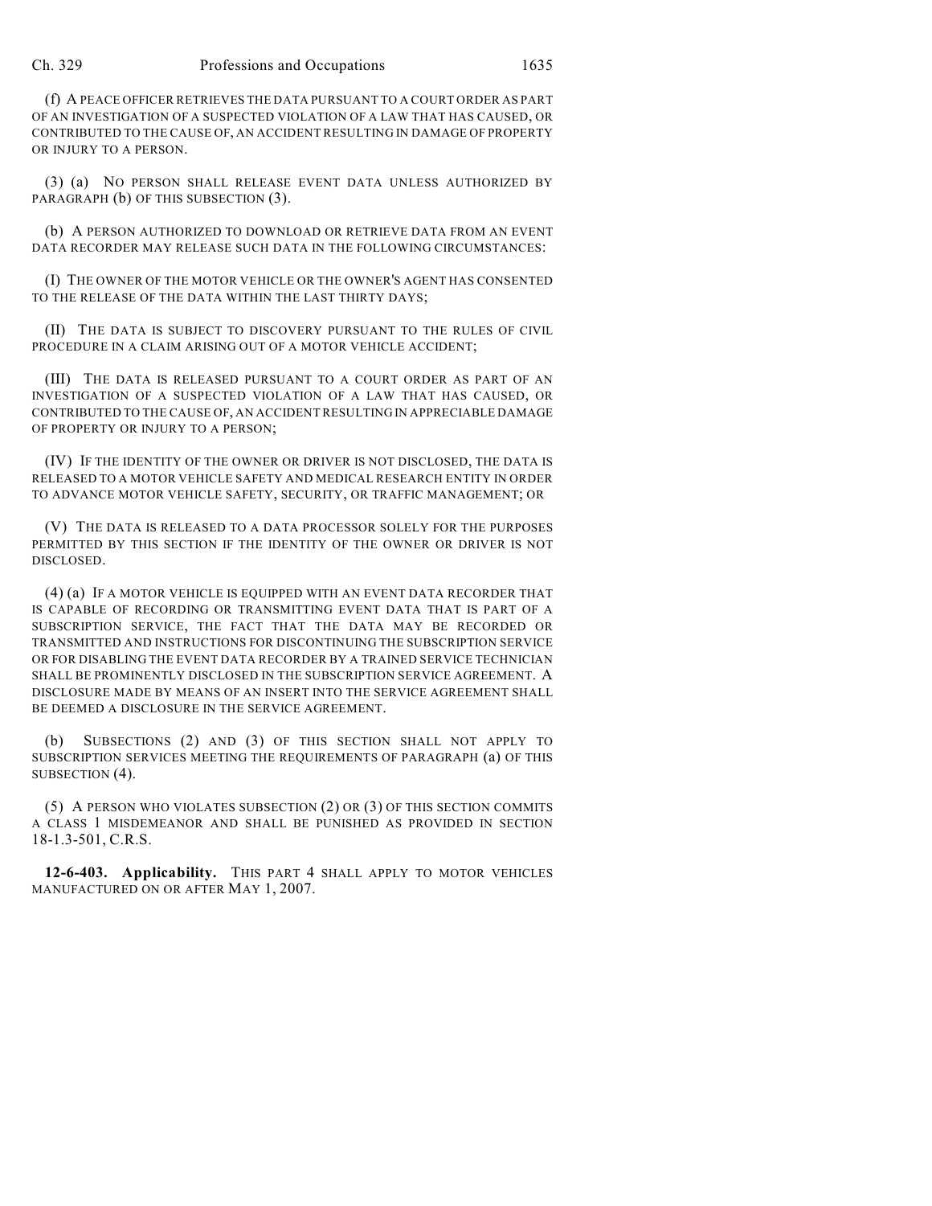(f) A PEACE OFFICER RETRIEVES THE DATA PURSUANT TO A COURT ORDER AS PART OF AN INVESTIGATION OF A SUSPECTED VIOLATION OF A LAW THAT HAS CAUSED, OR CONTRIBUTED TO THE CAUSE OF, AN ACCIDENT RESULTING IN DAMAGE OF PROPERTY OR INJURY TO A PERSON.

(3) (a) NO PERSON SHALL RELEASE EVENT DATA UNLESS AUTHORIZED BY PARAGRAPH (b) OF THIS SUBSECTION (3).

(b) A PERSON AUTHORIZED TO DOWNLOAD OR RETRIEVE DATA FROM AN EVENT DATA RECORDER MAY RELEASE SUCH DATA IN THE FOLLOWING CIRCUMSTANCES:

(I) THE OWNER OF THE MOTOR VEHICLE OR THE OWNER'S AGENT HAS CONSENTED TO THE RELEASE OF THE DATA WITHIN THE LAST THIRTY DAYS;

(II) THE DATA IS SUBJECT TO DISCOVERY PURSUANT TO THE RULES OF CIVIL PROCEDURE IN A CLAIM ARISING OUT OF A MOTOR VEHICLE ACCIDENT;

(III) THE DATA IS RELEASED PURSUANT TO A COURT ORDER AS PART OF AN INVESTIGATION OF A SUSPECTED VIOLATION OF A LAW THAT HAS CAUSED, OR CONTRIBUTED TO THE CAUSE OF, AN ACCIDENT RESULTING IN APPRECIABLE DAMAGE OF PROPERTY OR INJURY TO A PERSON;

(IV) IF THE IDENTITY OF THE OWNER OR DRIVER IS NOT DISCLOSED, THE DATA IS RELEASED TO A MOTOR VEHICLE SAFETY AND MEDICAL RESEARCH ENTITY IN ORDER TO ADVANCE MOTOR VEHICLE SAFETY, SECURITY, OR TRAFFIC MANAGEMENT; OR

(V) THE DATA IS RELEASED TO A DATA PROCESSOR SOLELY FOR THE PURPOSES PERMITTED BY THIS SECTION IF THE IDENTITY OF THE OWNER OR DRIVER IS NOT DISCLOSED.

(4) (a) IF A MOTOR VEHICLE IS EQUIPPED WITH AN EVENT DATA RECORDER THAT IS CAPABLE OF RECORDING OR TRANSMITTING EVENT DATA THAT IS PART OF A SUBSCRIPTION SERVICE, THE FACT THAT THE DATA MAY BE RECORDED OR TRANSMITTED AND INSTRUCTIONS FOR DISCONTINUING THE SUBSCRIPTION SERVICE OR FOR DISABLING THE EVENT DATA RECORDER BY A TRAINED SERVICE TECHNICIAN SHALL BE PROMINENTLY DISCLOSED IN THE SUBSCRIPTION SERVICE AGREEMENT. A DISCLOSURE MADE BY MEANS OF AN INSERT INTO THE SERVICE AGREEMENT SHALL BE DEEMED A DISCLOSURE IN THE SERVICE AGREEMENT.

(b) SUBSECTIONS (2) AND (3) OF THIS SECTION SHALL NOT APPLY TO SUBSCRIPTION SERVICES MEETING THE REQUIREMENTS OF PARAGRAPH (a) OF THIS SUBSECTION (4).

(5) A PERSON WHO VIOLATES SUBSECTION (2) OR (3) OF THIS SECTION COMMITS A CLASS 1 MISDEMEANOR AND SHALL BE PUNISHED AS PROVIDED IN SECTION 18-1.3-501, C.R.S.

**12-6-403. Applicability.** THIS PART 4 SHALL APPLY TO MOTOR VEHICLES MANUFACTURED ON OR AFTER MAY 1, 2007.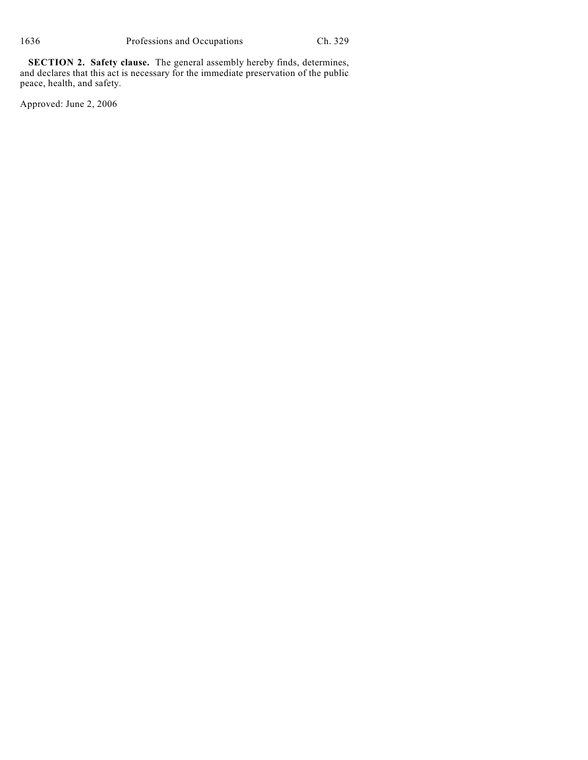**SECTION 2. Safety clause.** The general assembly hereby finds, determines, and declares that this act is necessary for the immediate preservation of the public peace, health, and safety.

Approved: June 2, 2006